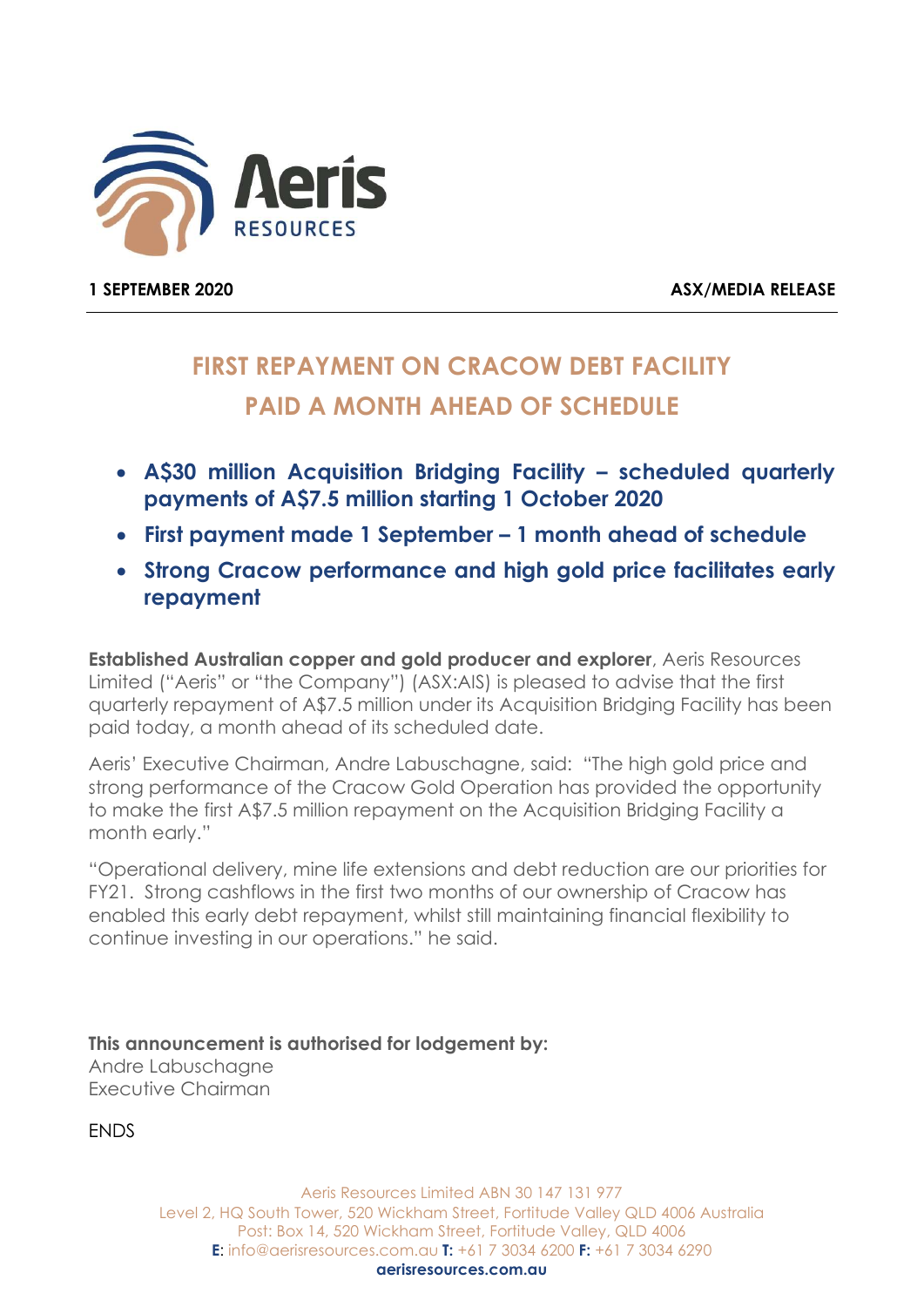Aeris RESOURCES

**1 SEPTEMBER 2020** **ASX/MEDIA RELEASE**

# FIRST REPAYMENT ON CRACOW DEBT FACILITY PAID A MONTH AHEAD OF SCHEDULE

- **A$30 million Acquisition Bridging Facility – scheduled quarterly payments of A$7.5 million starting 1 October 2020**
- **First payment made 1 September – 1 month ahead of schedule**
- **Strong Cracow performance and high gold price facilitates early repayment**

**Established Australian copper and gold producer and explorer**, Aeris Resources Limited ("Aeris" or "the Company") (ASX:AIS) is pleased to advise that the first quarterly repayment of A$7.5 million under its Acquisition Bridging Facility has been paid today, a month ahead of its scheduled date.

Aeris' Executive Chairman, Andre Labuschagne, said: "The high gold price and strong performance of the Cracow Gold Operation has provided the opportunity to make the first A$7.5 million repayment on the Acquisition Bridging Facility a month early."

"Operational delivery, mine life extensions and debt reduction are our priorities for FY21. Strong cashflows in the first two months of our ownership of Cracow has enabled this early debt repayment, whilst still maintaining financial flexibility to continue investing in our operations." he said.

**This announcement is authorised for lodgement by:**
Andre Labuschagne
Executive Chairman

ENDS

Aeris Resources Limited ABN 30 147 131 977
Level 2, HQ South Tower, 520 Wickham Street, Fortitude Valley QLD 4006 Australia
Post: Box 14, 520 Wickham Street, Fortitude Valley, QLD 4006
**E:** info@aerisresources.com.au **T:** +61 7 3034 6200 **F:** +61 7 3034 6290
**aerisresources.com.au**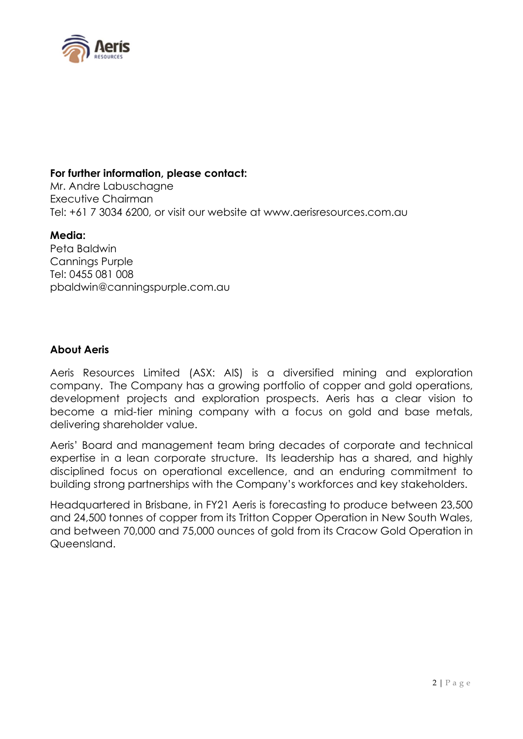**For further information, please contact:**
Mr. Andre Labuschagne
Executive Chairman
Tel: +61 7 3034 6200, or visit our website at www.aerisresources.com.au

**Media:**
Peta Baldwin
Cannings Purple
Tel: 0455 081 008
pbaldwin@canningspurple.com.au

**About Aeris**

Aeris Resources Limited (ASX: AIS) is a diversified mining and exploration company. The Company has a growing portfolio of copper and gold operations, development projects and exploration prospects. Aeris has a clear vision to become a mid-tier mining company with a focus on gold and base metals, delivering shareholder value.

Aeris' Board and management team bring decades of corporate and technical expertise in a lean corporate structure. Its leadership has a shared, and highly disciplined focus on operational excellence, and an enduring commitment to building strong partnerships with the Company's workforces and key stakeholders.

Headquartered in Brisbane, in FY21 Aeris is forecasting to produce between 23,500 and 24,500 tonnes of copper from its Tritton Copper Operation in New South Wales, and between 70,000 and 75,000 ounces of gold from its Cracow Gold Operation in Queensland.